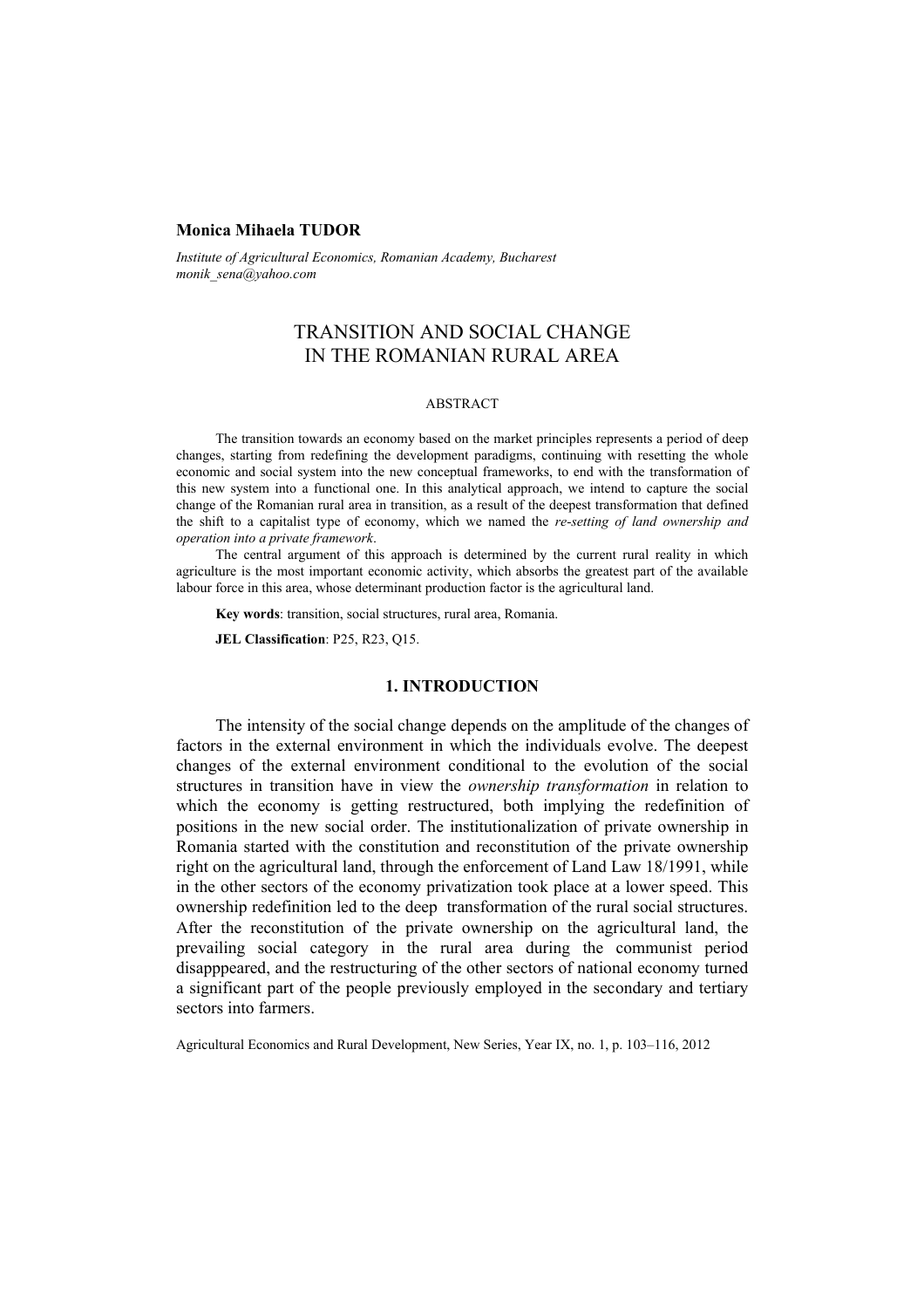**Monica Mihaela TUDOR**

*Institute of Agricultural Economics, Romanian Academy, Bucharest*
*monik_sena@yahoo.com*

# TRANSITION AND SOCIAL CHANGE IN THE ROMANIAN RURAL AREA

## ABSTRACT

The transition towards an economy based on the market principles represents a period of deep changes, starting from redefining the development paradigms, continuing with resetting the whole economic and social system into the new conceptual frameworks, to end with the transformation of this new system into a functional one. In this analytical approach, we intend to capture the social change of the Romanian rural area in transition, as a result of the deepest transformation that defined the shift to a capitalist type of economy, which we named the *re-setting of land ownership and operation into a private framework*.

The central argument of this approach is determined by the current rural reality in which agriculture is the most important economic activity, which absorbs the greatest part of the available labour force in this area, whose determinant production factor is the agricultural land.

**Key words**: transition, social structures, rural area, Romania.

**JEL Classification**: P25, R23, Q15.

## 1. INTRODUCTION

The intensity of the social change depends on the amplitude of the changes of factors in the external environment in which the individuals evolve. The deepest changes of the external environment conditional to the evolution of the social structures in transition have in view the *ownership transformation* in relation to which the economy is getting restructured, both implying the redefinition of positions in the new social order. The institutionalization of private ownership in Romania started with the constitution and reconstitution of the private ownership right on the agricultural land, through the enforcement of Land Law 18/1991, while in the other sectors of the economy privatization took place at a lower speed. This ownership redefinition led to the deep transformation of the rural social structures. After the reconstitution of the private ownership on the agricultural land, the prevailing social category in the rural area during the communist period disapppeared, and the restructuring of the other sectors of national economy turned a significant part of the people previously employed in the secondary and tertiary sectors into farmers.

Agricultural Economics and Rural Development, New Series, Year IX, no. 1, p. 103–116, 2012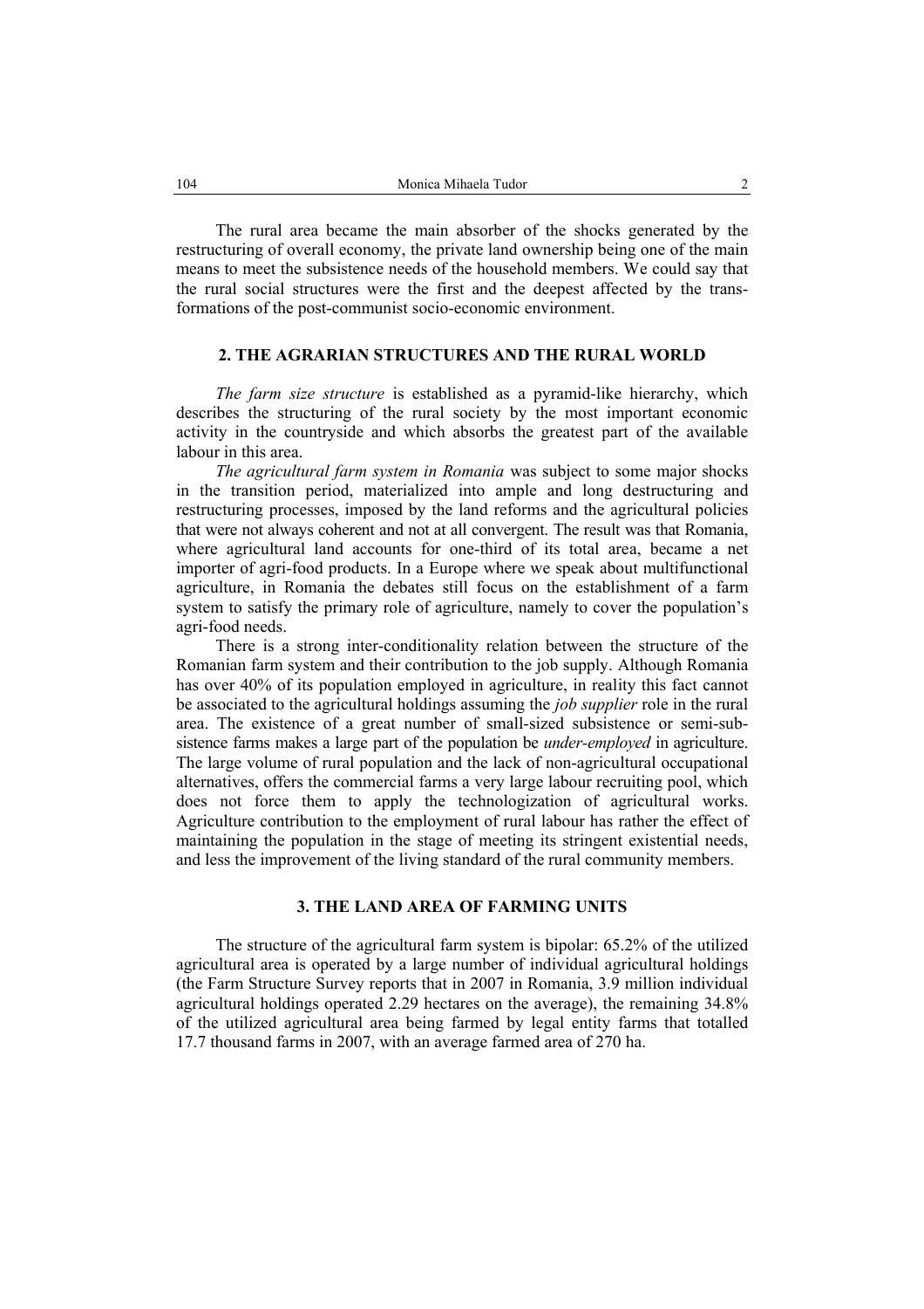The rural area became the main absorber of the shocks generated by the restructuring of overall economy, the private land ownership being one of the main means to meet the subsistence needs of the household members. We could say that the rural social structures were the first and the deepest affected by the transformations of the post-communist socio-economic environment.

## 2. THE AGRARIAN STRUCTURES AND THE RURAL WORLD

*The farm size structure* is established as a pyramid-like hierarchy, which describes the structuring of the rural society by the most important economic activity in the countryside and which absorbs the greatest part of the available labour in this area.

*The agricultural farm system in Romania* was subject to some major shocks in the transition period, materialized into ample and long destructuring and restructuring processes, imposed by the land reforms and the agricultural policies that were not always coherent and not at all convergent. The result was that Romania, where agricultural land accounts for one-third of its total area, became a net importer of agri-food products. In a Europe where we speak about multifunctional agriculture, in Romania the debates still focus on the establishment of a farm system to satisfy the primary role of agriculture, namely to cover the population's agri-food needs.

There is a strong inter-conditionality relation between the structure of the Romanian farm system and their contribution to the job supply. Although Romania has over 40% of its population employed in agriculture, in reality this fact cannot be associated to the agricultural holdings assuming the *job supplier* role in the rural area. The existence of a great number of small-sized subsistence or semi-subsistence farms makes a large part of the population be *under-employed* in agriculture. The large volume of rural population and the lack of non-agricultural occupational alternatives, offers the commercial farms a very large labour recruiting pool, which does not force them to apply the technologization of agricultural works. Agriculture contribution to the employment of rural labour has rather the effect of maintaining the population in the stage of meeting its stringent existential needs, and less the improvement of the living standard of the rural community members.

## 3. THE LAND AREA OF FARMING UNITS

The structure of the agricultural farm system is bipolar: 65.2% of the utilized agricultural area is operated by a large number of individual agricultural holdings (the Farm Structure Survey reports that in 2007 in Romania, 3.9 million individual agricultural holdings operated 2.29 hectares on the average), the remaining 34.8% of the utilized agricultural area being farmed by legal entity farms that totalled 17.7 thousand farms in 2007, with an average farmed area of 270 ha.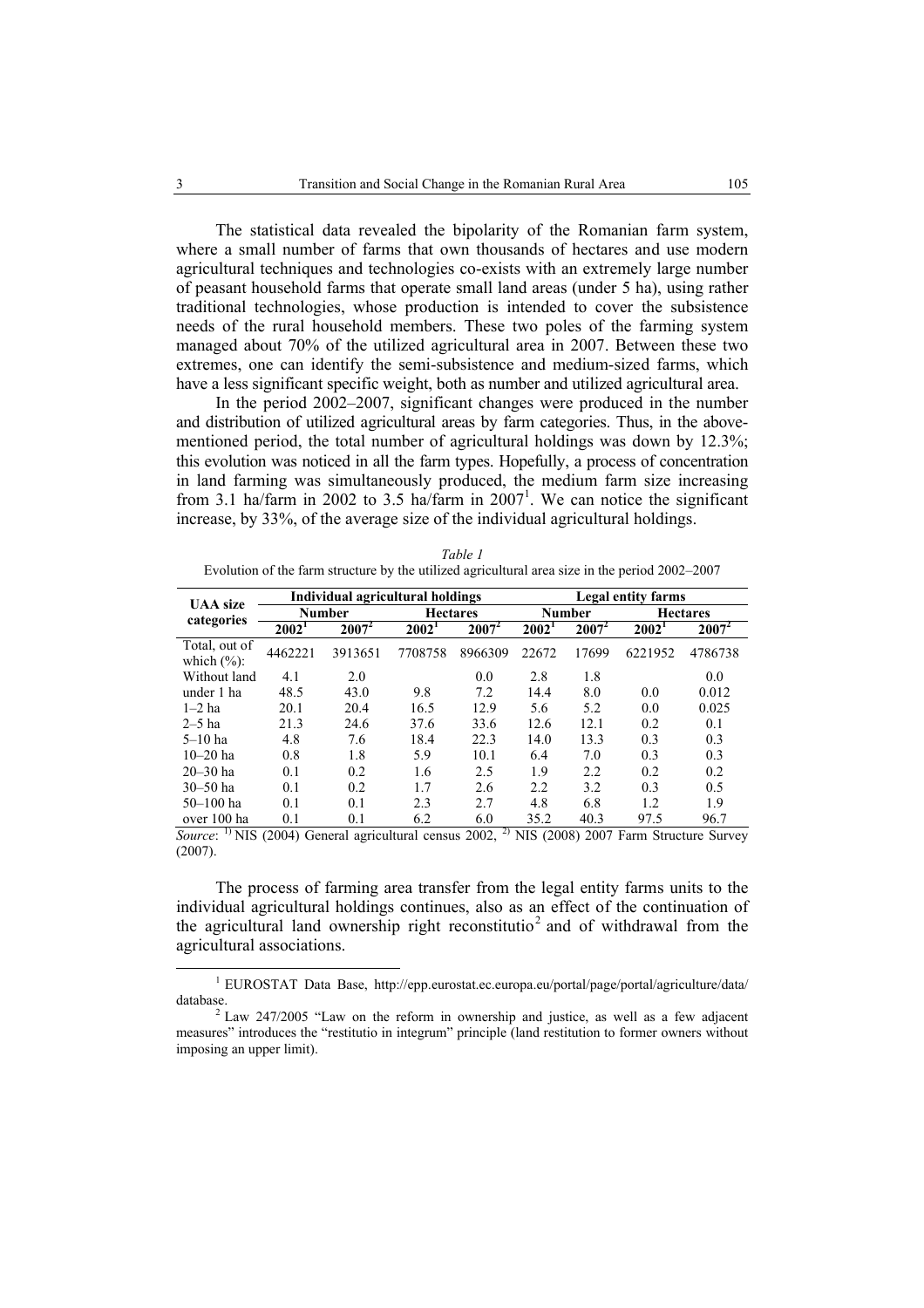The statistical data revealed the bipolarity of the Romanian farm system, where a small number of farms that own thousands of hectares and use modern agricultural techniques and technologies co-exists with an extremely large number of peasant household farms that operate small land areas (under 5 ha), using rather traditional technologies, whose production is intended to cover the subsistence needs of the rural household members. These two poles of the farming system managed about 70% of the utilized agricultural area in 2007. Between these two extremes, one can identify the semi-subsistence and medium-sized farms, which have a less significant specific weight, both as number and utilized agricultural area.

In the period 2002–2007, significant changes were produced in the number and distribution of utilized agricultural areas by farm categories. Thus, in the above-mentioned period, the total number of agricultural holdings was down by 12.3%; this evolution was noticed in all the farm types. Hopefully, a process of concentration in land farming was simultaneously produced, the medium farm size increasing from 3.1 ha/farm in 2002 to 3.5 ha/farm in 2007[1]. We can notice the significant increase, by 33%, of the average size of the individual agricultural holdings.

*Table 1*

Evolution of the farm structure by the utilized agricultural area size in the period 2002–2007

| UAA size categories | Individual agricultural holdings | | | | Legal entity farms | | | |
|---|---|---|---|---|---|---|---|---|
| | Number | | Hectares | | Number | | Hectares | |
| | 2002[1] | 2007[2] | 2002[1] | 2007[2] | 2002[1] | 2007[2] | 2002[1] | 2007[2] |
| Total, out of which (%): | 4462221 | 3913651 | 7708758 | 8966309 | 22672 | 17699 | 6221952 | 4786738 |
| Without land | 4.1 | 2.0 | | 0.0 | 2.8 | 1.8 | | 0.0 |
| under 1 ha | 48.5 | 43.0 | 9.8 | 7.2 | 14.4 | 8.0 | 0.0 | 0.012 |
| 1–2 ha | 20.1 | 20.4 | 16.5 | 12.9 | 5.6 | 5.2 | 0.0 | 0.025 |
| 2–5 ha | 21.3 | 24.6 | 37.6 | 33.6 | 12.6 | 12.1 | 0.2 | 0.1 |
| 5–10 ha | 4.8 | 7.6 | 18.4 | 22.3 | 14.0 | 13.3 | 0.3 | 0.3 |
| 10–20 ha | 0.8 | 1.8 | 5.9 | 10.1 | 6.4 | 7.0 | 0.3 | 0.3 |
| 20–30 ha | 0.1 | 0.2 | 1.6 | 2.5 | 1.9 | 2.2 | 0.2 | 0.2 |
| 30–50 ha | 0.1 | 0.2 | 1.7 | 2.6 | 2.2 | 3.2 | 0.3 | 0.5 |
| 50–100 ha | 0.1 | 0.1 | 2.3 | 2.7 | 4.8 | 6.8 | 1.2 | 1.9 |
| over 100 ha | 0.1 | 0.1 | 6.2 | 6.0 | 35.2 | 40.3 | 97.5 | 96.7 |

*Source*: 1) NIS (2004) General agricultural census 2002, 2) NIS (2008) 2007 Farm Structure Survey (2007).

The process of farming area transfer from the legal entity farms units to the individual agricultural holdings continues, also as an effect of the continuation of the agricultural land ownership right reconstitutio[2] and of withdrawal from the agricultural associations.

[1] EUROSTAT Data Base, http://epp.eurostat.ec.europa.eu/portal/page/portal/agriculture/data/database.

[2] Law 247/2005 "Law on the reform in ownership and justice, as well as a few adjacent measures" introduces the "restitutio in integrum" principle (land restitution to former owners without imposing an upper limit).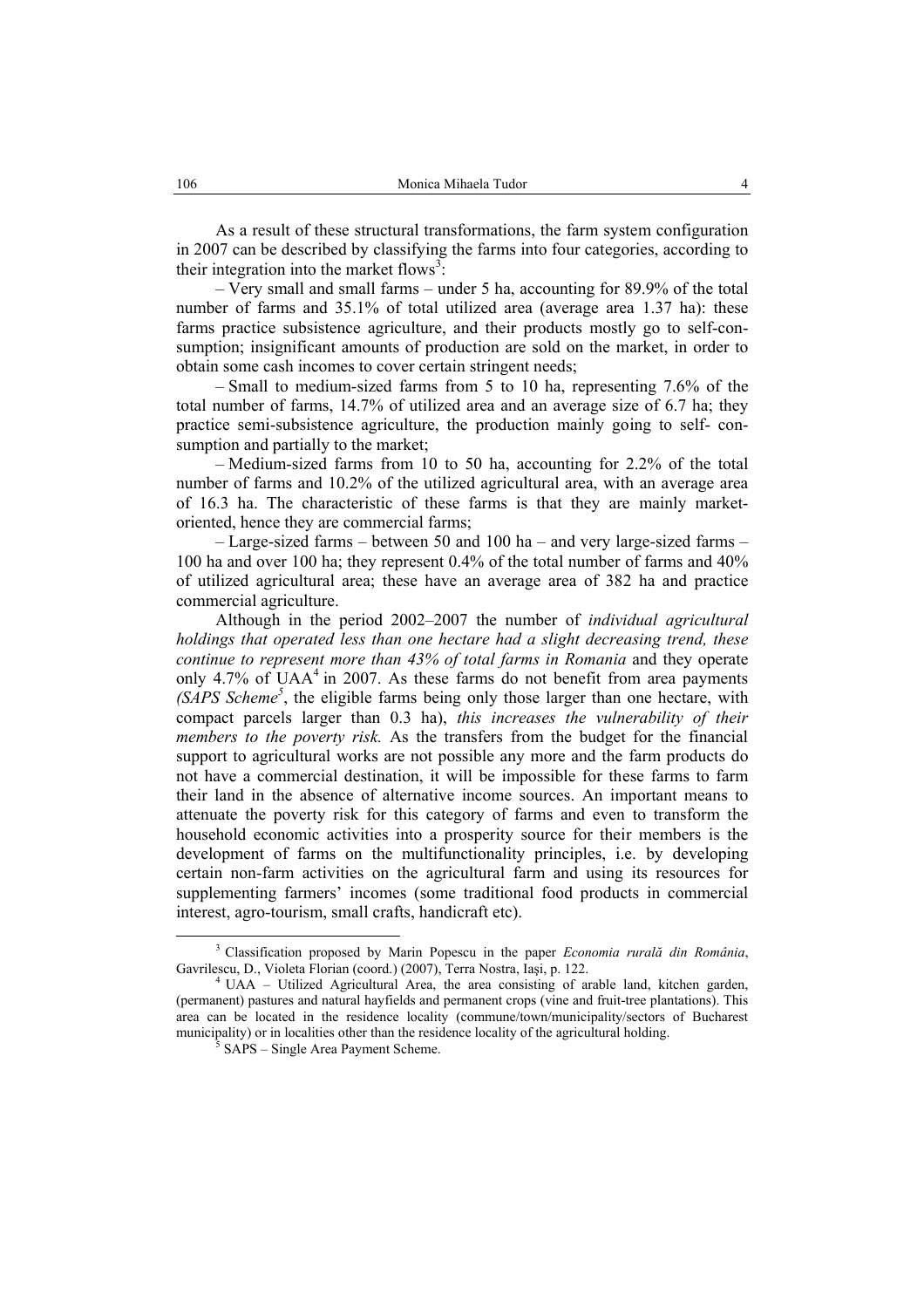As a result of these structural transformations, the farm system configuration in 2007 can be described by classifying the farms into four categories, according to their integration into the market flows[3]:

– Very small and small farms – under 5 ha, accounting for 89.9% of the total number of farms and 35.1% of total utilized area (average area 1.37 ha): these farms practice subsistence agriculture, and their products mostly go to self-consumption; insignificant amounts of production are sold on the market, in order to obtain some cash incomes to cover certain stringent needs;

– Small to medium-sized farms from 5 to 10 ha, representing 7.6% of the total number of farms, 14.7% of utilized area and an average size of 6.7 ha; they practice semi-subsistence agriculture, the production mainly going to self- consumption and partially to the market;

– Medium-sized farms from 10 to 50 ha, accounting for 2.2% of the total number of farms and 10.2% of the utilized agricultural area, with an average area of 16.3 ha. The characteristic of these farms is that they are mainly market-oriented, hence they are commercial farms;

– Large-sized farms – between 50 and 100 ha – and very large-sized farms – 100 ha and over 100 ha; they represent 0.4% of the total number of farms and 40% of utilized agricultural area; these have an average area of 382 ha and practice commercial agriculture.

Although in the period 2002–2007 the number of *individual agricultural holdings that operated less than one hectare had a slight decreasing trend, these continue to represent more than 43% of total farms in Romania* and they operate only 4.7% of UAA[4] in 2007. As these farms do not benefit from area payments *(SAPS Scheme*[5], the eligible farms being only those larger than one hectare, with compact parcels larger than 0.3 ha), *this increases the vulnerability of their members to the poverty risk.* As the transfers from the budget for the financial support to agricultural works are not possible any more and the farm products do not have a commercial destination, it will be impossible for these farms to farm their land in the absence of alternative income sources. An important means to attenuate the poverty risk for this category of farms and even to transform the household economic activities into a prosperity source for their members is the development of farms on the multifunctionality principles, i.e. by developing certain non-farm activities on the agricultural farm and using its resources for supplementing farmers' incomes (some traditional food products in commercial interest, agro-tourism, small crafts, handicraft etc).

---

[3] Classification proposed by Marin Popescu in the paper *Economia rurală din România*, Gavrilescu, D., Violeta Florian (coord.) (2007), Terra Nostra, Iași, p. 122.

[4] UAA – Utilized Agricultural Area, the area consisting of arable land, kitchen garden, (permanent) pastures and natural hayfields and permanent crops (vine and fruit-tree plantations). This area can be located in the residence locality (commune/town/municipality/sectors of Bucharest municipality) or in localities other than the residence locality of the agricultural holding.

[5] SAPS – Single Area Payment Scheme.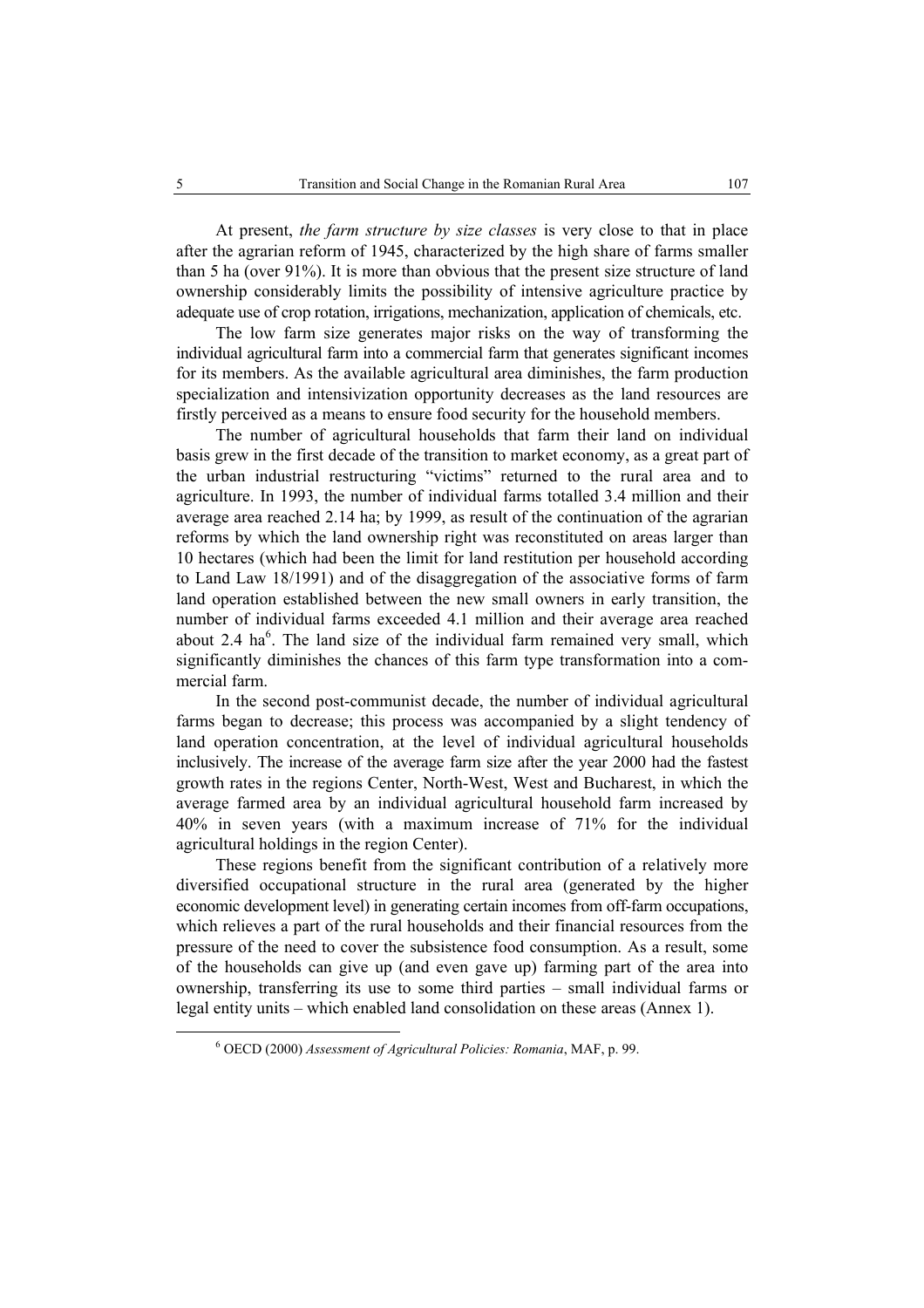At present, *the farm structure by size classes* is very close to that in place after the agrarian reform of 1945, characterized by the high share of farms smaller than 5 ha (over 91%). It is more than obvious that the present size structure of land ownership considerably limits the possibility of intensive agriculture practice by adequate use of crop rotation, irrigations, mechanization, application of chemicals, etc.

The low farm size generates major risks on the way of transforming the individual agricultural farm into a commercial farm that generates significant incomes for its members. As the available agricultural area diminishes, the farm production specialization and intensivization opportunity decreases as the land resources are firstly perceived as a means to ensure food security for the household members.

The number of agricultural households that farm their land on individual basis grew in the first decade of the transition to market economy, as a great part of the urban industrial restructuring "victims" returned to the rural area and to agriculture. In 1993, the number of individual farms totalled 3.4 million and their average area reached 2.14 ha; by 1999, as result of the continuation of the agrarian reforms by which the land ownership right was reconstituted on areas larger than 10 hectares (which had been the limit for land restitution per household according to Land Law 18/1991) and of the disaggregation of the associative forms of farm land operation established between the new small owners in early transition, the number of individual farms exceeded 4.1 million and their average area reached about 2.4 ha[6]. The land size of the individual farm remained very small, which significantly diminishes the chances of this farm type transformation into a commercial farm.

In the second post-communist decade, the number of individual agricultural farms began to decrease; this process was accompanied by a slight tendency of land operation concentration, at the level of individual agricultural households inclusively. The increase of the average farm size after the year 2000 had the fastest growth rates in the regions Center, North-West, West and Bucharest, in which the average farmed area by an individual agricultural household farm increased by 40% in seven years (with a maximum increase of 71% for the individual agricultural holdings in the region Center).

These regions benefit from the significant contribution of a relatively more diversified occupational structure in the rural area (generated by the higher economic development level) in generating certain incomes from off-farm occupations, which relieves a part of the rural households and their financial resources from the pressure of the need to cover the subsistence food consumption. As a result, some of the households can give up (and even gave up) farming part of the area into ownership, transferring its use to some third parties – small individual farms or legal entity units – which enabled land consolidation on these areas (Annex 1).

[6] OECD (2000) *Assessment of Agricultural Policies: Romania*, MAF, p. 99.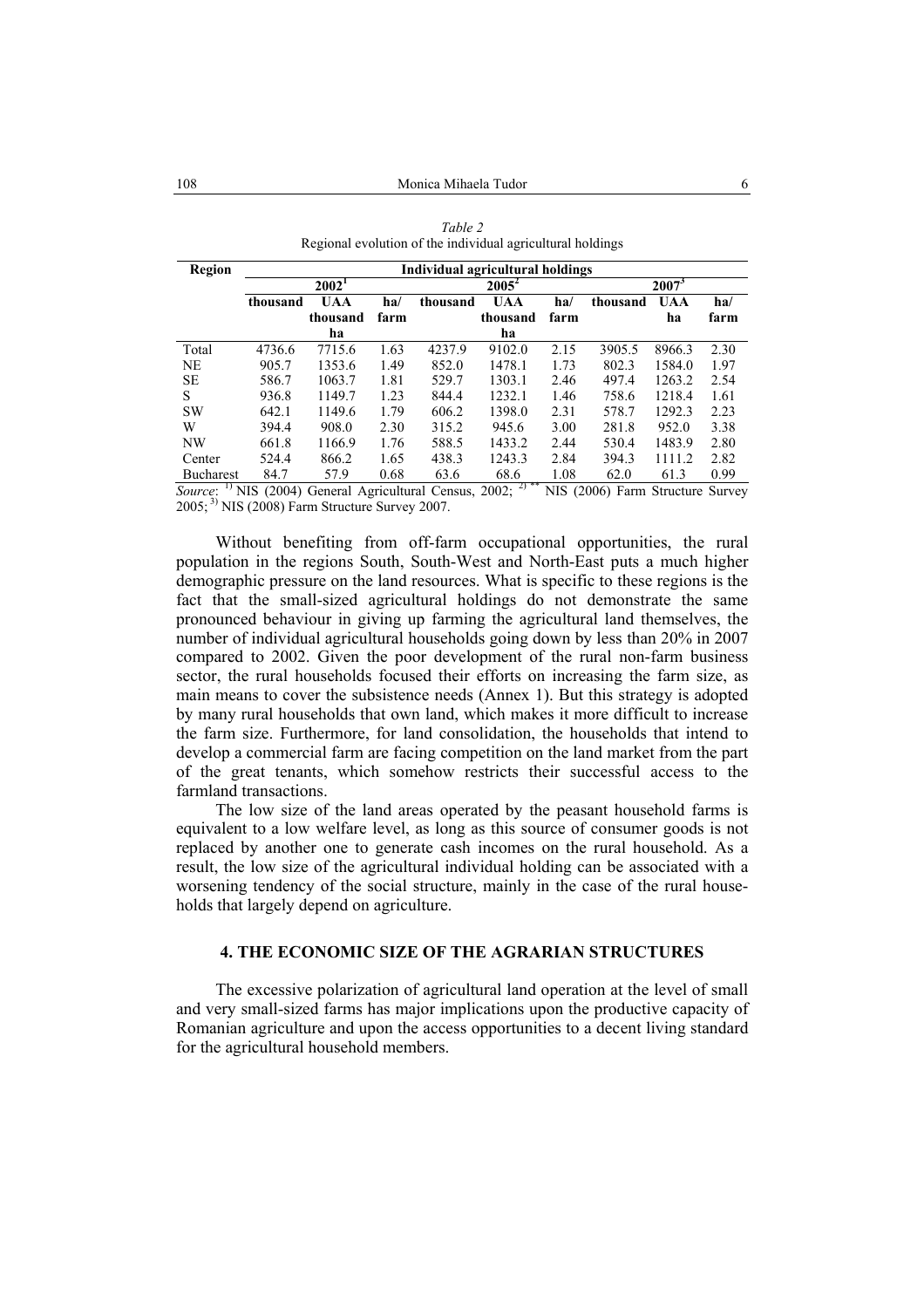*Table 2*
Regional evolution of the individual agricultural holdings

| Region | Individual agricultural holdings | | | | | | | | |
|---|---|---|---|---|---|---|---|---|---|
| | 2002[1] | | | 2005[2] | | | 2007[3] | | |
| | thousand | UAA thousand ha | ha/ farm | thousand | UAA thousand ha | ha/ farm | thousand | UAA ha | ha/ farm |
| Total | 4736.6 | 7715.6 | 1.63 | 4237.9 | 9102.0 | 2.15 | 3905.5 | 8966.3 | 2.30 |
| NE | 905.7 | 1353.6 | 1.49 | 852.0 | 1478.1 | 1.73 | 802.3 | 1584.0 | 1.97 |
| SE | 586.7 | 1063.7 | 1.81 | 529.7 | 1303.1 | 2.46 | 497.4 | 1263.2 | 2.54 |
| S | 936.8 | 1149.7 | 1.23 | 844.4 | 1232.1 | 1.46 | 758.6 | 1218.4 | 1.61 |
| SW | 642.1 | 1149.6 | 1.79 | 606.2 | 1398.0 | 2.31 | 578.7 | 1292.3 | 2.23 |
| W | 394.4 | 908.0 | 2.30 | 315.2 | 945.6 | 3.00 | 281.8 | 952.0 | 3.38 |
| NW | 661.8 | 1166.9 | 1.76 | 588.5 | 1433.2 | 2.44 | 530.4 | 1483.9 | 2.80 |
| Center | 524.4 | 866.2 | 1.65 | 438.3 | 1243.3 | 2.84 | 394.3 | 1111.2 | 2.82 |
| Bucharest | 84.7 | 57.9 | 0.68 | 63.6 | 68.6 | 1.08 | 62.0 | 61.3 | 0.99 |

*Source*: [1)] NIS (2004) General Agricultural Census, 2002; [2) **] NIS (2006) Farm Structure Survey 2005; [3)] NIS (2008) Farm Structure Survey 2007.

Without benefiting from off-farm occupational opportunities, the rural population in the regions South, South-West and North-East puts a much higher demographic pressure on the land resources. What is specific to these regions is the fact that the small-sized agricultural holdings do not demonstrate the same pronounced behaviour in giving up farming the agricultural land themselves, the number of individual agricultural households going down by less than 20% in 2007 compared to 2002. Given the poor development of the rural non-farm business sector, the rural households focused their efforts on increasing the farm size, as main means to cover the subsistence needs (Annex 1). But this strategy is adopted by many rural households that own land, which makes it more difficult to increase the farm size. Furthermore, for land consolidation, the households that intend to develop a commercial farm are facing competition on the land market from the part of the great tenants, which somehow restricts their successful access to the farmland transactions.

The low size of the land areas operated by the peasant household farms is equivalent to a low welfare level, as long as this source of consumer goods is not replaced by another one to generate cash incomes on the rural household. As a result, the low size of the agricultural individual holding can be associated with a worsening tendency of the social structure, mainly in the case of the rural households that largely depend on agriculture.

## 4. THE ECONOMIC SIZE OF THE AGRARIAN STRUCTURES

The excessive polarization of agricultural land operation at the level of small and very small-sized farms has major implications upon the productive capacity of Romanian agriculture and upon the access opportunities to a decent living standard for the agricultural household members.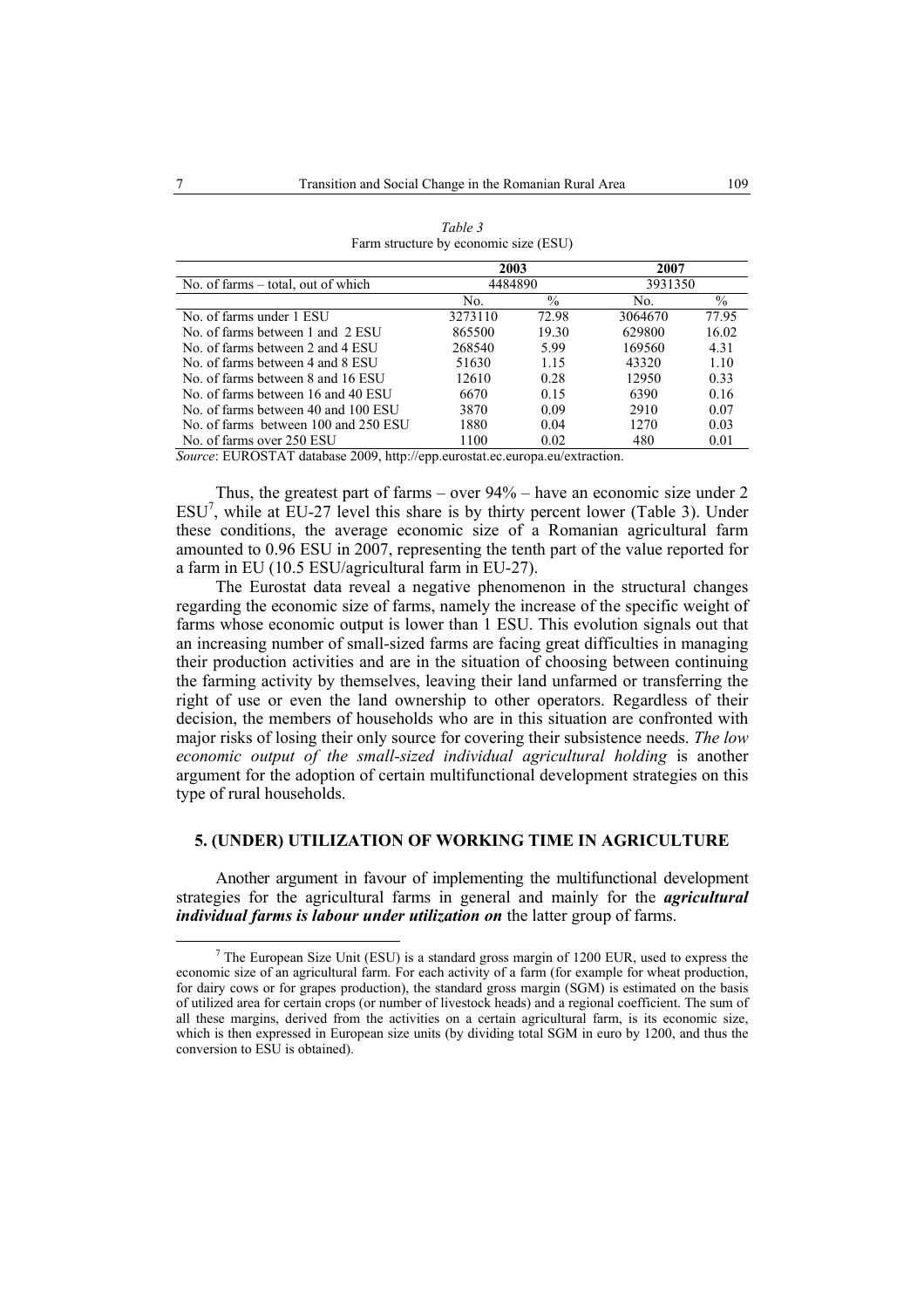*Table 3*
Farm structure by economic size (ESU)

| | 2003 | | 2007 | |
|---|---|---|---|---|
| No. of farms – total, out of which | 4484890 | | 3931350 | |
| | No. | % | No. | % |
| No. of farms under 1 ESU | 3273110 | 72.98 | 3064670 | 77.95 |
| No. of farms between 1 and 2 ESU | 865500 | 19.30 | 629800 | 16.02 |
| No. of farms between 2 and 4 ESU | 268540 | 5.99 | 169560 | 4.31 |
| No. of farms between 4 and 8 ESU | 51630 | 1.15 | 43320 | 1.10 |
| No. of farms between 8 and 16 ESU | 12610 | 0.28 | 12950 | 0.33 |
| No. of farms between 16 and 40 ESU | 6670 | 0.15 | 6390 | 0.16 |
| No. of farms between 40 and 100 ESU | 3870 | 0.09 | 2910 | 0.07 |
| No. of farms between 100 and 250 ESU | 1880 | 0.04 | 1270 | 0.03 |
| No. of farms over 250 ESU | 1100 | 0.02 | 480 | 0.01 |

*Source*: EUROSTAT database 2009, http://epp.eurostat.ec.europa.eu/extraction.

Thus, the greatest part of farms – over 94% – have an economic size under 2 ESU[7], while at EU-27 level this share is by thirty percent lower (Table 3). Under these conditions, the average economic size of a Romanian agricultural farm amounted to 0.96 ESU in 2007, representing the tenth part of the value reported for a farm in EU (10.5 ESU/agricultural farm in EU-27).

The Eurostat data reveal a negative phenomenon in the structural changes regarding the economic size of farms, namely the increase of the specific weight of farms whose economic output is lower than 1 ESU. This evolution signals out that an increasing number of small-sized farms are facing great difficulties in managing their production activities and are in the situation of choosing between continuing the farming activity by themselves, leaving their land unfarmed or transferring the right of use or even the land ownership to other operators. Regardless of their decision, the members of households who are in this situation are confronted with major risks of losing their only source for covering their subsistence needs. *The low economic output of the small-sized individual agricultural holding* is another argument for the adoption of certain multifunctional development strategies on this type of rural households.

## 5. (UNDER) UTILIZATION OF WORKING TIME IN AGRICULTURE

Another argument in favour of implementing the multifunctional development strategies for the agricultural farms in general and mainly for the ***agricultural individual farms is labour under utilization on*** the latter group of farms.

[7] The European Size Unit (ESU) is a standard gross margin of 1200 EUR, used to express the economic size of an agricultural farm. For each activity of a farm (for example for wheat production, for dairy cows or for grapes production), the standard gross margin (SGM) is estimated on the basis of utilized area for certain crops (or number of livestock heads) and a regional coefficient. The sum of all these margins, derived from the activities on a certain agricultural farm, is its economic size, which is then expressed in European size units (by dividing total SGM in euro by 1200, and thus the conversion to ESU is obtained).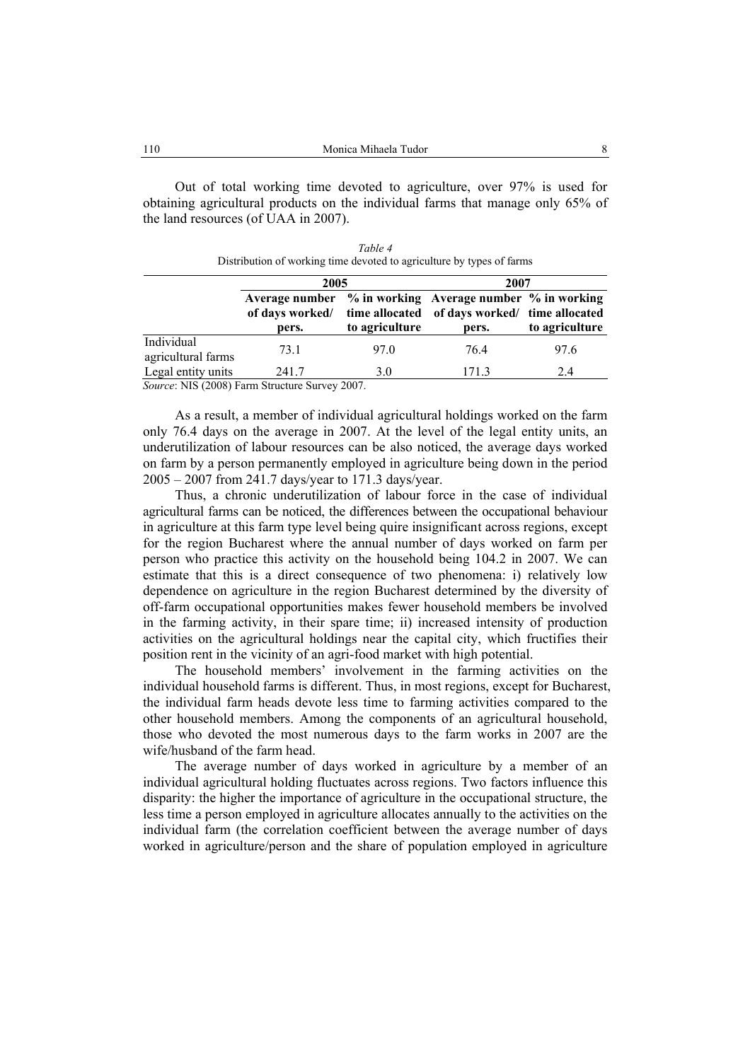Out of total working time devoted to agriculture, over 97% is used for obtaining agricultural products on the individual farms that manage only 65% of the land resources (of UAA in 2007).

*Table 4*
Distribution of working time devoted to agriculture by types of farms

| | 2005 | | 2007 | |
|---|---|---|---|---|
| | **Average number of days worked/ pers.** | **% in working time allocated to agriculture** | **Average number of days worked/ pers.** | **% in working time allocated to agriculture** |
| Individual agricultural farms | 73.1 | 97.0 | 76.4 | 97.6 |
| Legal entity units | 241.7 | 3.0 | 171.3 | 2.4 |

*Source*: NIS (2008) Farm Structure Survey 2007.

As a result, a member of individual agricultural holdings worked on the farm only 76.4 days on the average in 2007. At the level of the legal entity units, an underutilization of labour resources can be also noticed, the average days worked on farm by a person permanently employed in agriculture being down in the period 2005 – 2007 from 241.7 days/year to 171.3 days/year.

Thus, a chronic underutilization of labour force in the case of individual agricultural farms can be noticed, the differences between the occupational behaviour in agriculture at this farm type level being quire insignificant across regions, except for the region Bucharest where the annual number of days worked on farm per person who practice this activity on the household being 104.2 in 2007. We can estimate that this is a direct consequence of two phenomena: i) relatively low dependence on agriculture in the region Bucharest determined by the diversity of off-farm occupational opportunities makes fewer household members be involved in the farming activity, in their spare time; ii) increased intensity of production activities on the agricultural holdings near the capital city, which fructifies their position rent in the vicinity of an agri-food market with high potential.

The household members' involvement in the farming activities on the individual household farms is different. Thus, in most regions, except for Bucharest, the individual farm heads devote less time to farming activities compared to the other household members. Among the components of an agricultural household, those who devoted the most numerous days to the farm works in 2007 are the wife/husband of the farm head.

The average number of days worked in agriculture by a member of an individual agricultural holding fluctuates across regions. Two factors influence this disparity: the higher the importance of agriculture in the occupational structure, the less time a person employed in agriculture allocates annually to the activities on the individual farm (the correlation coefficient between the average number of days worked in agriculture/person and the share of population employed in agriculture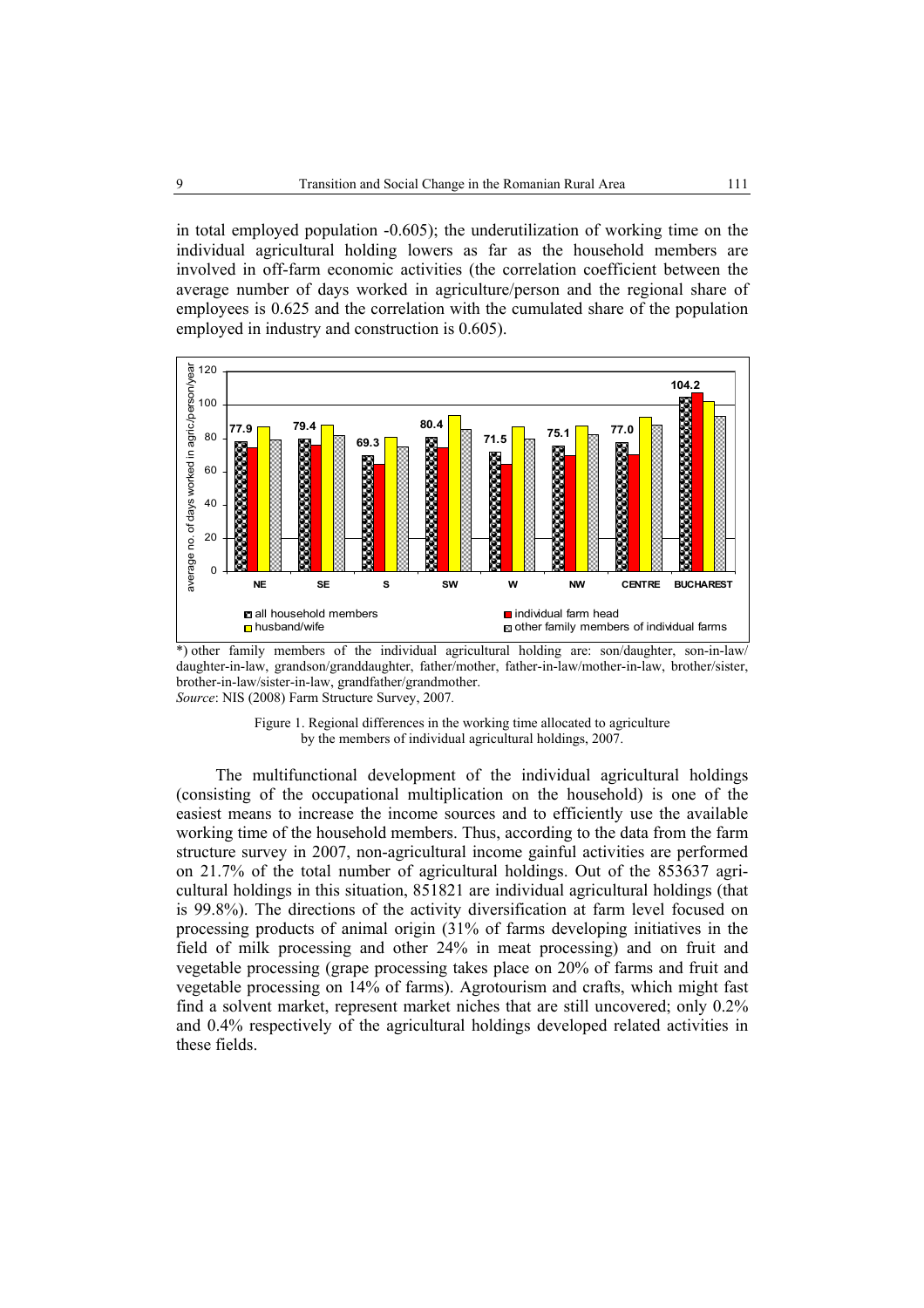in total employed population -0.605); the underutilization of working time on the individual agricultural holding lowers as far as the household members are involved in off-farm economic activities (the correlation coefficient between the average number of days worked in agriculture/person and the regional share of employees is 0.625 and the correlation with the cumulated share of the population employed in industry and construction is 0.605).

*) other family members of the individual agricultural holding are: son/daughter, son-in-law/daughter-in-law, grandson/granddaughter, father/mother, father-in-law/mother-in-law, brother/sister, brother-in-law/sister-in-law, grandfather/grandmother.

*Source*: NIS (2008) Farm Structure Survey, 2007.

Figure 1. Regional differences in the working time allocated to agriculture by the members of individual agricultural holdings, 2007.

The multifunctional development of the individual agricultural holdings (consisting of the occupational multiplication on the household) is one of the easiest means to increase the income sources and to efficiently use the available working time of the household members. Thus, according to the data from the farm structure survey in 2007, non-agricultural income gainful activities are performed on 21.7% of the total number of agricultural holdings. Out of the 853637 agricultural holdings in this situation, 851821 are individual agricultural holdings (that is 99.8%). The directions of the activity diversification at farm level focused on processing products of animal origin (31% of farms developing initiatives in the field of milk processing and other 24% in meat processing) and on fruit and vegetable processing (grape processing takes place on 20% of farms and fruit and vegetable processing on 14% of farms). Agrotourism and crafts, which might fast find a solvent market, represent market niches that are still uncovered; only 0.2% and 0.4% respectively of the agricultural holdings developed related activities in these fields.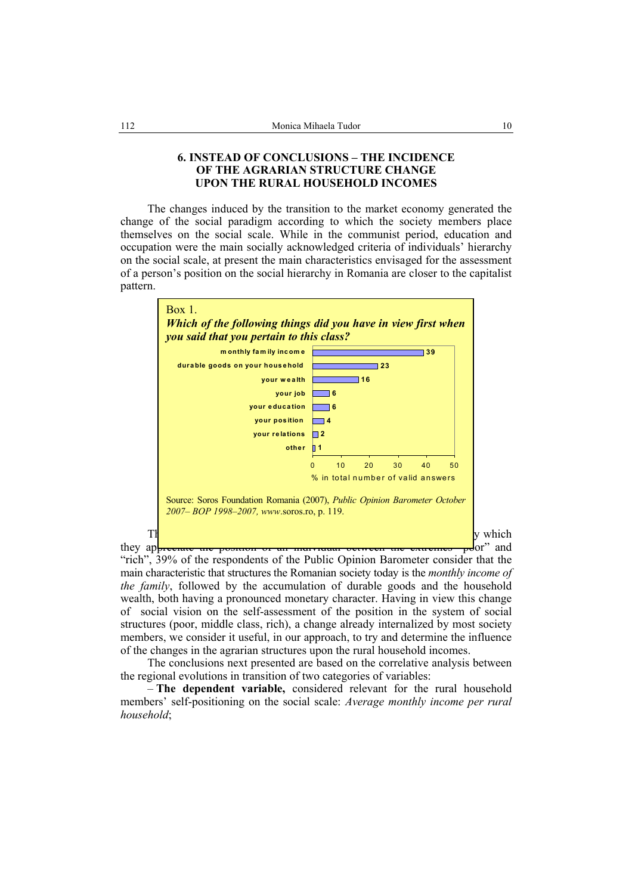## 6. INSTEAD OF CONCLUSIONS – THE INCIDENCE OF THE AGRARIAN STRUCTURE CHANGE UPON THE RURAL HOUSEHOLD INCOMES

The changes induced by the transition to the market economy generated the change of the social paradigm according to which the society members place themselves on the social scale. While in the communist period, education and occupation were the main socially acknowledged criteria of individuals' hierarchy on the social scale, at present the main characteristics envisaged for the assessment of a person's position on the social hierarchy in Romania are closer to the capitalist pattern.

Box 1.

***Which of the following things did you have in view first when you said that you pertain to this class?***

| | % in total number of valid answers |
|---|---|
| monthly family income | 39 |
| durable goods on your household | 23 |
| your wealth | 16 |
| your job | 6 |
| your education | 6 |
| your position | 4 |
| your relations | 2 |
| other | 1 |

Source: Soros Foundation Romania (2007), *Public Opinion Barometer October 2007– BOP 1998–2007, www*.soros.ro, p. 119.

Th[...]y which they ap[...]poor" and "rich", 39% of the respondents of the Public Opinion Barometer consider that the main characteristic that structures the Romanian society today is the *monthly income of the family*, followed by the accumulation of durable goods and the household wealth, both having a pronounced monetary character. Having in view this change of social vision on the self-assessment of the position in the system of social structures (poor, middle class, rich), a change already internalized by most society members, we consider it useful, in our approach, to try and determine the influence of the changes in the agrarian structures upon the rural household incomes.

The conclusions next presented are based on the correlative analysis between the regional evolutions in transition of two categories of variables:

– **The dependent variable,** considered relevant for the rural household members' self-positioning on the social scale: *Average monthly income per rural household*;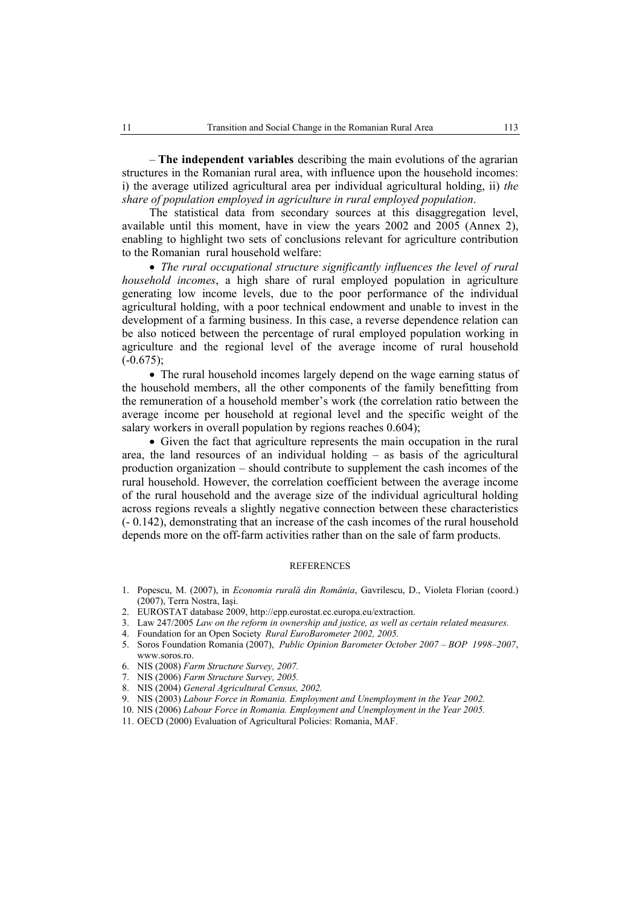– **The independent variables** describing the main evolutions of the agrarian structures in the Romanian rural area, with influence upon the household incomes: i) the average utilized agricultural area per individual agricultural holding, ii) *the share of population employed in agriculture in rural employed population*.

The statistical data from secondary sources at this disaggregation level, available until this moment, have in view the years 2002 and 2005 (Annex 2), enabling to highlight two sets of conclusions relevant for agriculture contribution to the Romanian rural household welfare:

- *The rural occupational structure significantly influences the level of rural household incomes*, a high share of rural employed population in agriculture generating low income levels, due to the poor performance of the individual agricultural holding, with a poor technical endowment and unable to invest in the development of a farming business. In this case, a reverse dependence relation can be also noticed between the percentage of rural employed population working in agriculture and the regional level of the average income of rural household (-0.675);
- The rural household incomes largely depend on the wage earning status of the household members, all the other components of the family benefitting from the remuneration of a household member's work (the correlation ratio between the average income per household at regional level and the specific weight of the salary workers in overall population by regions reaches 0.604);
- Given the fact that agriculture represents the main occupation in the rural area, the land resources of an individual holding – as basis of the agricultural production organization – should contribute to supplement the cash incomes of the rural household. However, the correlation coefficient between the average income of the rural household and the average size of the individual agricultural holding across regions reveals a slightly negative connection between these characteristics (- 0.142), demonstrating that an increase of the cash incomes of the rural household depends more on the off-farm activities rather than on the sale of farm products.

## REFERENCES

1. Popescu, M. (2007), in *Economia rurală din România*, Gavrilescu, D., Violeta Florian (coord.) (2007), Terra Nostra, Iaşi.
2. EUROSTAT database 2009, http://epp.eurostat.ec.europa.eu/extraction.
3. Law 247/2005 *Law on the reform in ownership and justice, as well as certain related measures.*
4. Foundation for an Open Society *Rural EuroBarometer 2002, 2005.*
5. Soros Foundation Romania (2007), *Public Opinion Barometer October 2007 – BOP 1998–2007*, www.soros.ro.
6. NIS (2008) *Farm Structure Survey, 2007.*
7. NIS (2006) *Farm Structure Survey, 2005.*
8. NIS (2004) *General Agricultural Census, 2002.*
9. NIS (2003) *Labour Force in Romania. Employment and Unemployment in the Year 2002.*
10. NIS (2006) *Labour Force in Romania. Employment and Unemployment in the Year 2005.*
11. OECD (2000) Evaluation of Agricultural Policies: Romania, MAF.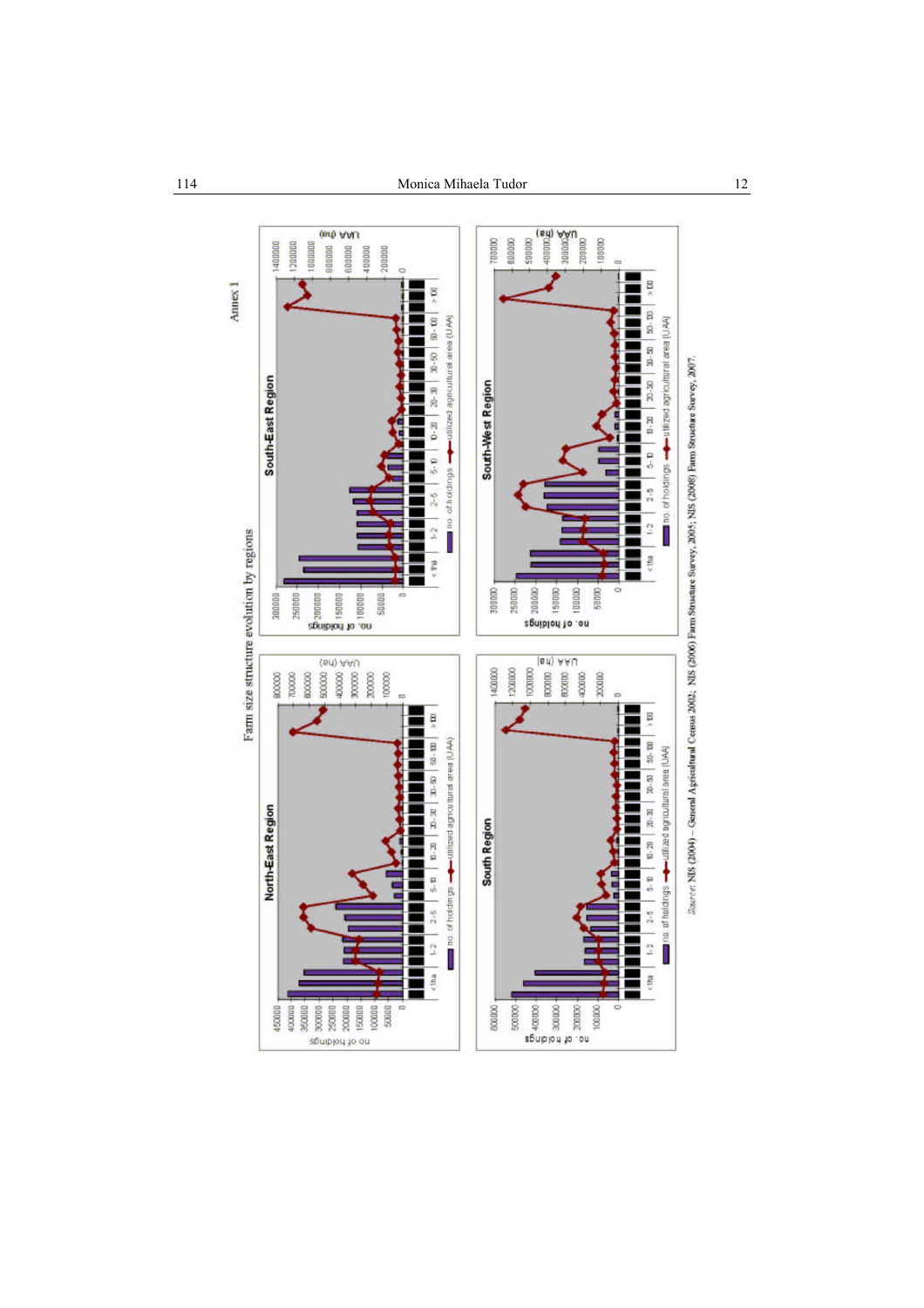Annex 1

Farm size structure evolution by regions

*Source*: NIS (2004) – General Agricultural Census 2002; NIS (2006) Farm Structure Survey, 2005; NIS (2008) Farm Structure Survey, 2007.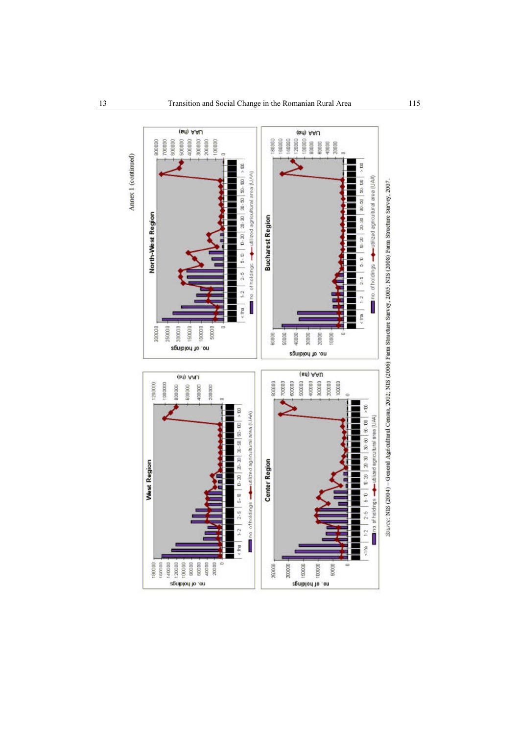Annex 1 (continued)

**West Region**

no. of holdings | UAA (ha)

< 1ha | 1-2 | 2-5 | 5-10 | 10-20 | 20-30 | 30-50 | 50-100 | > 100

no. of holdings — utilized agricultural area (UAA)

**North-West Region**

no. of holdings | UAA (ha)

< 1ha | 1-2 | 2-5 | 5-10 | 10-20 | 20-30 | 30-50 | 50-100 | > 100

no. of holdings — utilized agricultural area (UAA)

**Center Region**

no. of holdings | UAA (ha)

< 1ha | 1-2 | 2-5 | 5-10 | 10-20 | 20-30 | 30-50 | 50-100 | > 100

no. of holdings — utilized agricultural area (UAA)

**Bucharest Region**

no. of holdings | UAA (ha)

< 1ha | 1-2 | 2-5 | 5-10 | 10-20 | 20-30 | 30-50 | 50-100 | > 100

no. of holdings — utilized agricultural area (UAA)

*Source*: NIS (2004) – General Agricultural Census, 2002; NIS (2006) Farm Structure Survey, 2005; NIS (2008) Farm Structure Survey, 2007.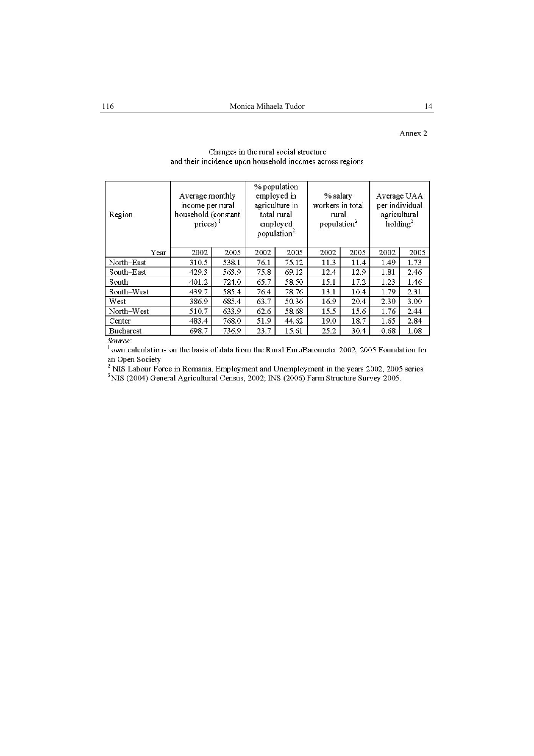Annex 2

Changes in the rural social structure
and their incidence upon household incomes across regions

| Region | Average monthly income per rural household (constant prices) [1] | | % population employed in agriculture in total rural employed population [2] | | % salary workers in total rural population [2] | | Average UAA per individual agricultural holding [3] | |
|---|---|---|---|---|---|---|---|---|
| Year | 2002 | 2005 | 2002 | 2005 | 2002 | 2005 | 2002 | 2005 |
| North–East | 310.5 | 538.1 | 76.1 | 75.12 | 11.3 | 11.4 | 1.49 | 1.73 |
| South–East | 429.3 | 563.9 | 75.8 | 69.12 | 12.4 | 12.9 | 1.81 | 2.46 |
| South | 401.2 | 724.0 | 65.7 | 58.50 | 15.1 | 17.2 | 1.23 | 1.46 |
| South–West | 439.7 | 585.4 | 76.4 | 78.76 | 13.1 | 10.4 | 1.79 | 2.31 |
| West | 386.9 | 685.4 | 63.7 | 50.36 | 16.9 | 20.4 | 2.30 | 3.00 |
| North–West | 510.7 | 633.9 | 62.6 | 58.68 | 15.5 | 15.6 | 1.76 | 2.44 |
| Center | 483.4 | 768.0 | 51.9 | 44.62 | 19.0 | 18.7 | 1.65 | 2.84 |
| Bucharest | 698.7 | 736.9 | 23.7 | 15.61 | 25.2 | 30.4 | 0.68 | 1.08 |

*Source*:

[1] own calculations on the basis of data from the Rural EuroBarometer 2002, 2005 Foundation for an Open Society

[2] NIS Labour Force in Romania. Employment and Unemployment in the years 2002, 2005 series.

[3] NIS (2004) General Agricultural Census, 2002; INS (2006) Farm Structure Survey 2005.